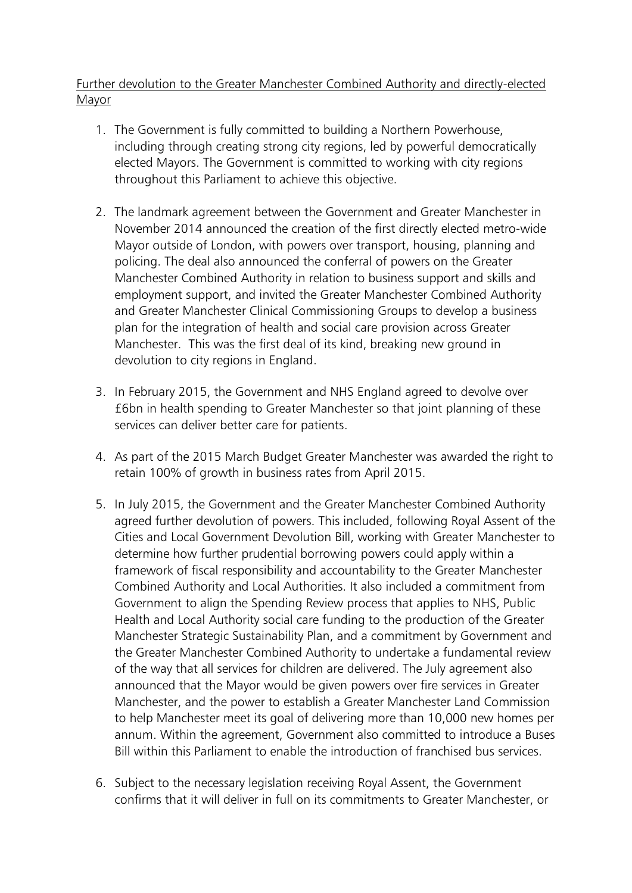Further devolution to the Greater Manchester Combined Authority and directly-elected Mayor

1. The Government is fully committed to building a Northern Powerhouse, including through creating strong city regions, led by powerful democratically elected Mayors. The Government is committed to working with city regions throughout this Parliament to achieve this objective.

2. The landmark agreement between the Government and Greater Manchester in November 2014 announced the creation of the first directly elected metro-wide Mayor outside of London, with powers over transport, housing, planning and policing. The deal also announced the conferral of powers on the Greater Manchester Combined Authority in relation to business support and skills and employment support, and invited the Greater Manchester Combined Authority and Greater Manchester Clinical Commissioning Groups to develop a business plan for the integration of health and social care provision across Greater Manchester. This was the first deal of its kind, breaking new ground in devolution to city regions in England.

3. In February 2015, the Government and NHS England agreed to devolve over £6bn in health spending to Greater Manchester so that joint planning of these services can deliver better care for patients.

4. As part of the 2015 March Budget Greater Manchester was awarded the right to retain 100% of growth in business rates from April 2015.

5. In July 2015, the Government and the Greater Manchester Combined Authority agreed further devolution of powers. This included, following Royal Assent of the Cities and Local Government Devolution Bill, working with Greater Manchester to determine how further prudential borrowing powers could apply within a framework of fiscal responsibility and accountability to the Greater Manchester Combined Authority and Local Authorities. It also included a commitment from Government to align the Spending Review process that applies to NHS, Public Health and Local Authority social care funding to the production of the Greater Manchester Strategic Sustainability Plan, and a commitment by Government and the Greater Manchester Combined Authority to undertake a fundamental review of the way that all services for children are delivered. The July agreement also announced that the Mayor would be given powers over fire services in Greater Manchester, and the power to establish a Greater Manchester Land Commission to help Manchester meet its goal of delivering more than 10,000 new homes per annum. Within the agreement, Government also committed to introduce a Buses Bill within this Parliament to enable the introduction of franchised bus services.

6. Subject to the necessary legislation receiving Royal Assent, the Government confirms that it will deliver in full on its commitments to Greater Manchester, or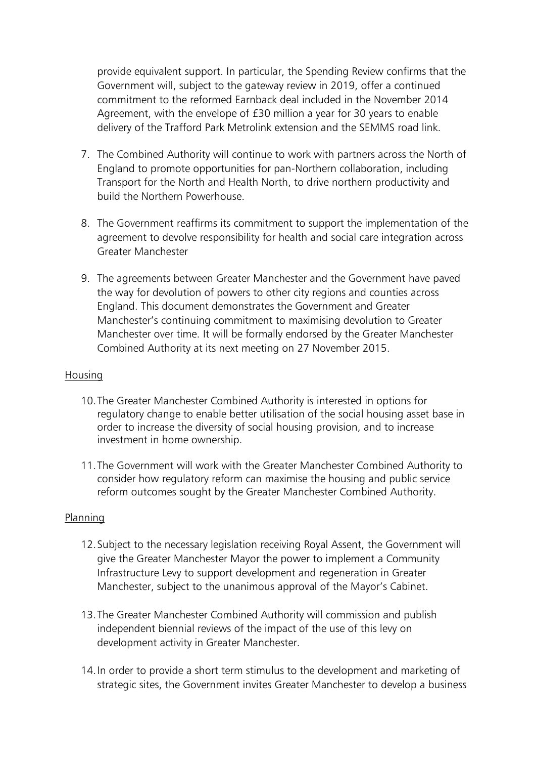provide equivalent support. In particular, the Spending Review confirms that the Government will, subject to the gateway review in 2019, offer a continued commitment to the reformed Earnback deal included in the November 2014 Agreement, with the envelope of £30 million a year for 30 years to enable delivery of the Trafford Park Metrolink extension and the SEMMS road link.

7. The Combined Authority will continue to work with partners across the North of England to promote opportunities for pan-Northern collaboration, including Transport for the North and Health North, to drive northern productivity and build the Northern Powerhouse.

8. The Government reaffirms its commitment to support the implementation of the agreement to devolve responsibility for health and social care integration across Greater Manchester

9. The agreements between Greater Manchester and the Government have paved the way for devolution of powers to other city regions and counties across England. This document demonstrates the Government and Greater Manchester's continuing commitment to maximising devolution to Greater Manchester over time. It will be formally endorsed by the Greater Manchester Combined Authority at its next meeting on 27 November 2015.

Housing

10. The Greater Manchester Combined Authority is interested in options for regulatory change to enable better utilisation of the social housing asset base in order to increase the diversity of social housing provision, and to increase investment in home ownership.

11. The Government will work with the Greater Manchester Combined Authority to consider how regulatory reform can maximise the housing and public service reform outcomes sought by the Greater Manchester Combined Authority.

Planning

12. Subject to the necessary legislation receiving Royal Assent, the Government will give the Greater Manchester Mayor the power to implement a Community Infrastructure Levy to support development and regeneration in Greater Manchester, subject to the unanimous approval of the Mayor's Cabinet.

13. The Greater Manchester Combined Authority will commission and publish independent biennial reviews of the impact of the use of this levy on development activity in Greater Manchester.

14. In order to provide a short term stimulus to the development and marketing of strategic sites, the Government invites Greater Manchester to develop a business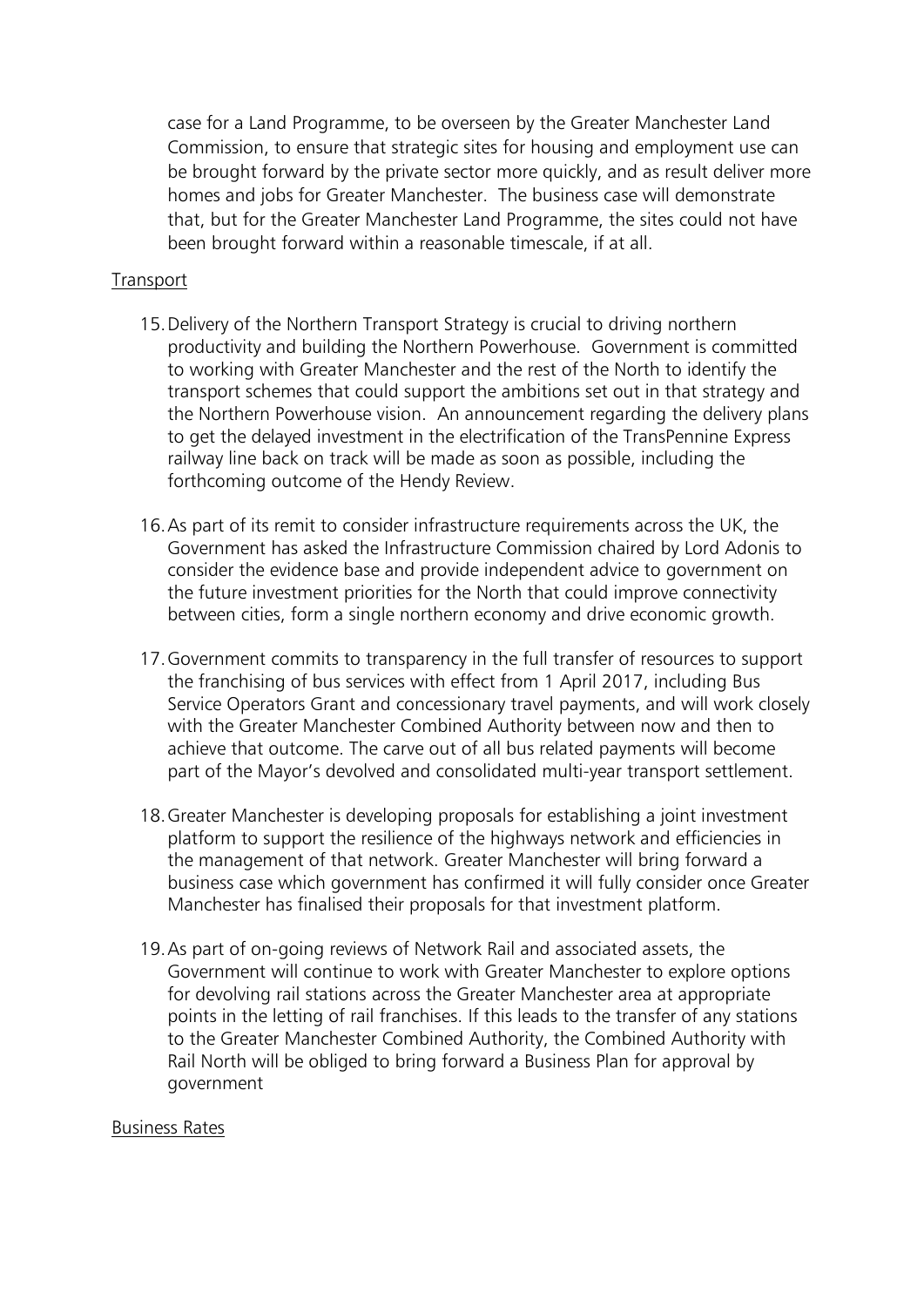case for a Land Programme, to be overseen by the Greater Manchester Land Commission, to ensure that strategic sites for housing and employment use can be brought forward by the private sector more quickly, and as result deliver more homes and jobs for Greater Manchester. The business case will demonstrate that, but for the Greater Manchester Land Programme, the sites could not have been brought forward within a reasonable timescale, if at all.

Transport

15. Delivery of the Northern Transport Strategy is crucial to driving northern productivity and building the Northern Powerhouse. Government is committed to working with Greater Manchester and the rest of the North to identify the transport schemes that could support the ambitions set out in that strategy and the Northern Powerhouse vision. An announcement regarding the delivery plans to get the delayed investment in the electrification of the TransPennine Express railway line back on track will be made as soon as possible, including the forthcoming outcome of the Hendy Review.

16. As part of its remit to consider infrastructure requirements across the UK, the Government has asked the Infrastructure Commission chaired by Lord Adonis to consider the evidence base and provide independent advice to government on the future investment priorities for the North that could improve connectivity between cities, form a single northern economy and drive economic growth.

17. Government commits to transparency in the full transfer of resources to support the franchising of bus services with effect from 1 April 2017, including Bus Service Operators Grant and concessionary travel payments, and will work closely with the Greater Manchester Combined Authority between now and then to achieve that outcome. The carve out of all bus related payments will become part of the Mayor's devolved and consolidated multi-year transport settlement.

18. Greater Manchester is developing proposals for establishing a joint investment platform to support the resilience of the highways network and efficiencies in the management of that network. Greater Manchester will bring forward a business case which government has confirmed it will fully consider once Greater Manchester has finalised their proposals for that investment platform.

19. As part of on-going reviews of Network Rail and associated assets, the Government will continue to work with Greater Manchester to explore options for devolving rail stations across the Greater Manchester area at appropriate points in the letting of rail franchises. If this leads to the transfer of any stations to the Greater Manchester Combined Authority, the Combined Authority with Rail North will be obliged to bring forward a Business Plan for approval by government

Business Rates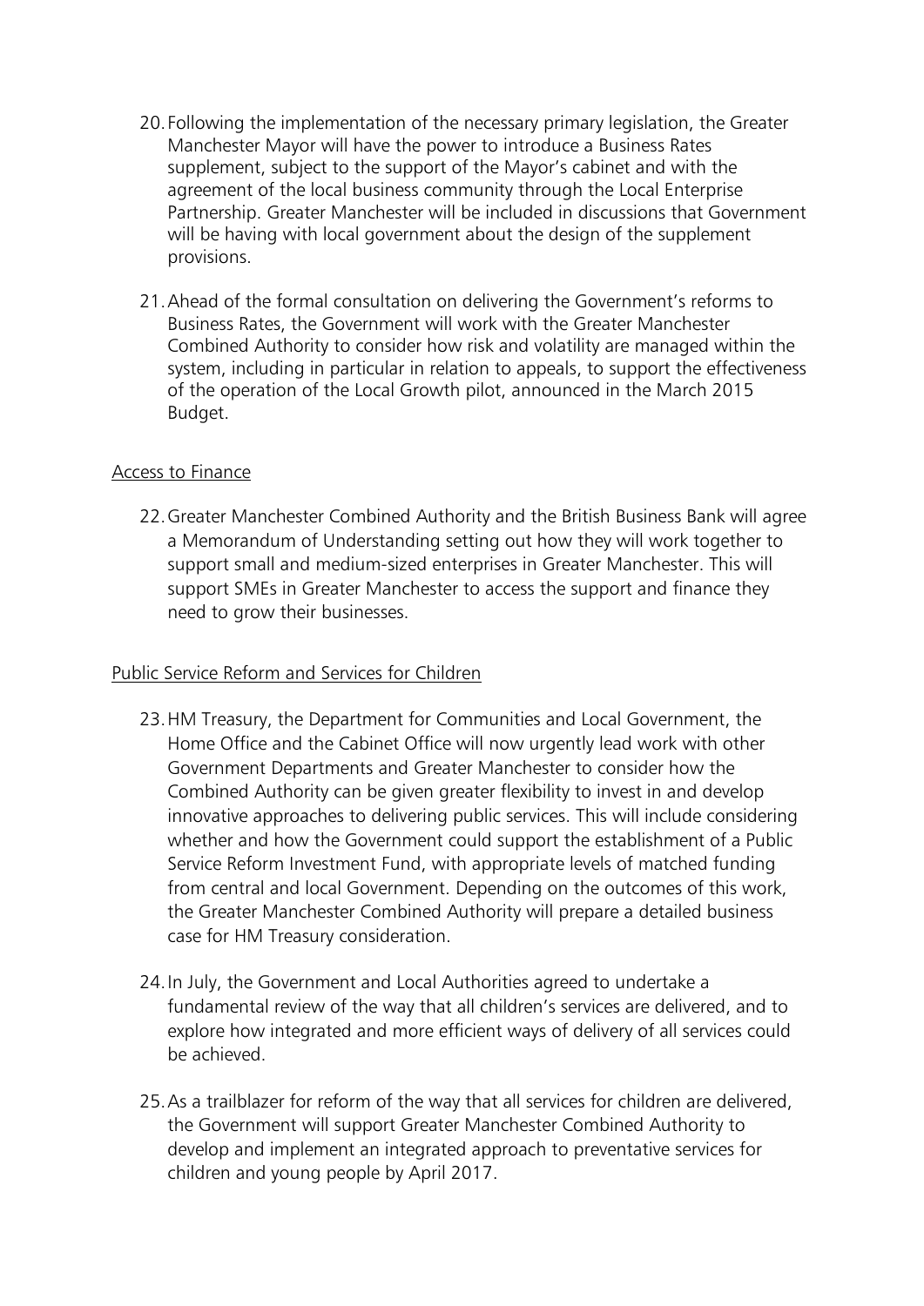20. Following the implementation of the necessary primary legislation, the Greater Manchester Mayor will have the power to introduce a Business Rates supplement, subject to the support of the Mayor's cabinet and with the agreement of the local business community through the Local Enterprise Partnership. Greater Manchester will be included in discussions that Government will be having with local government about the design of the supplement provisions.

21. Ahead of the formal consultation on delivering the Government's reforms to Business Rates, the Government will work with the Greater Manchester Combined Authority to consider how risk and volatility are managed within the system, including in particular in relation to appeals, to support the effectiveness of the operation of the Local Growth pilot, announced in the March 2015 Budget.

Access to Finance

22. Greater Manchester Combined Authority and the British Business Bank will agree a Memorandum of Understanding setting out how they will work together to support small and medium-sized enterprises in Greater Manchester. This will support SMEs in Greater Manchester to access the support and finance they need to grow their businesses.

Public Service Reform and Services for Children

23. HM Treasury, the Department for Communities and Local Government, the Home Office and the Cabinet Office will now urgently lead work with other Government Departments and Greater Manchester to consider how the Combined Authority can be given greater flexibility to invest in and develop innovative approaches to delivering public services. This will include considering whether and how the Government could support the establishment of a Public Service Reform Investment Fund, with appropriate levels of matched funding from central and local Government. Depending on the outcomes of this work, the Greater Manchester Combined Authority will prepare a detailed business case for HM Treasury consideration.

24. In July, the Government and Local Authorities agreed to undertake a fundamental review of the way that all children's services are delivered, and to explore how integrated and more efficient ways of delivery of all services could be achieved.

25. As a trailblazer for reform of the way that all services for children are delivered, the Government will support Greater Manchester Combined Authority to develop and implement an integrated approach to preventative services for children and young people by April 2017.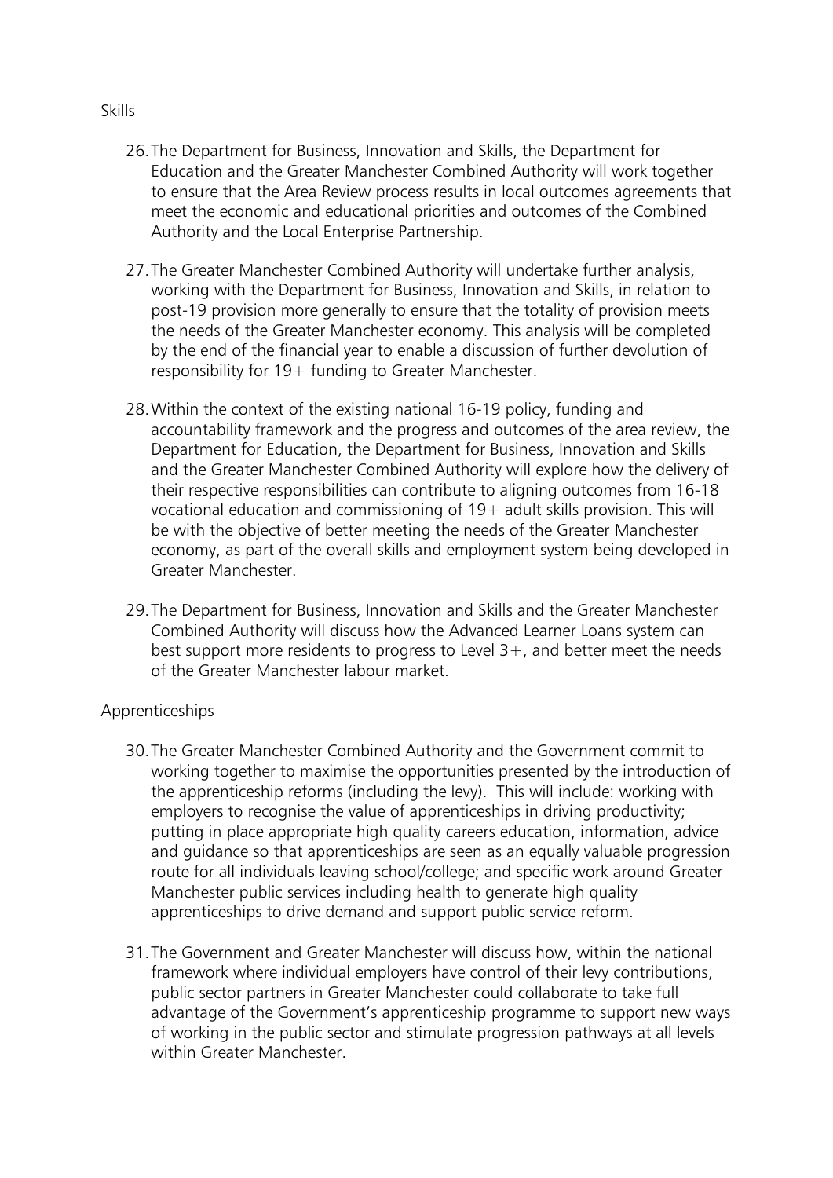<u>Skills</u>

26. The Department for Business, Innovation and Skills, the Department for Education and the Greater Manchester Combined Authority will work together to ensure that the Area Review process results in local outcomes agreements that meet the economic and educational priorities and outcomes of the Combined Authority and the Local Enterprise Partnership.

27. The Greater Manchester Combined Authority will undertake further analysis, working with the Department for Business, Innovation and Skills, in relation to post-19 provision more generally to ensure that the totality of provision meets the needs of the Greater Manchester economy. This analysis will be completed by the end of the financial year to enable a discussion of further devolution of responsibility for 19+ funding to Greater Manchester.

28. Within the context of the existing national 16-19 policy, funding and accountability framework and the progress and outcomes of the area review, the Department for Education, the Department for Business, Innovation and Skills and the Greater Manchester Combined Authority will explore how the delivery of their respective responsibilities can contribute to aligning outcomes from 16-18 vocational education and commissioning of 19+ adult skills provision. This will be with the objective of better meeting the needs of the Greater Manchester economy, as part of the overall skills and employment system being developed in Greater Manchester.

29. The Department for Business, Innovation and Skills and the Greater Manchester Combined Authority will discuss how the Advanced Learner Loans system can best support more residents to progress to Level 3+, and better meet the needs of the Greater Manchester labour market.

<u>Apprenticeships</u>

30. The Greater Manchester Combined Authority and the Government commit to working together to maximise the opportunities presented by the introduction of the apprenticeship reforms (including the levy). This will include: working with employers to recognise the value of apprenticeships in driving productivity; putting in place appropriate high quality careers education, information, advice and guidance so that apprenticeships are seen as an equally valuable progression route for all individuals leaving school/college; and specific work around Greater Manchester public services including health to generate high quality apprenticeships to drive demand and support public service reform.

31. The Government and Greater Manchester will discuss how, within the national framework where individual employers have control of their levy contributions, public sector partners in Greater Manchester could collaborate to take full advantage of the Government's apprenticeship programme to support new ways of working in the public sector and stimulate progression pathways at all levels within Greater Manchester.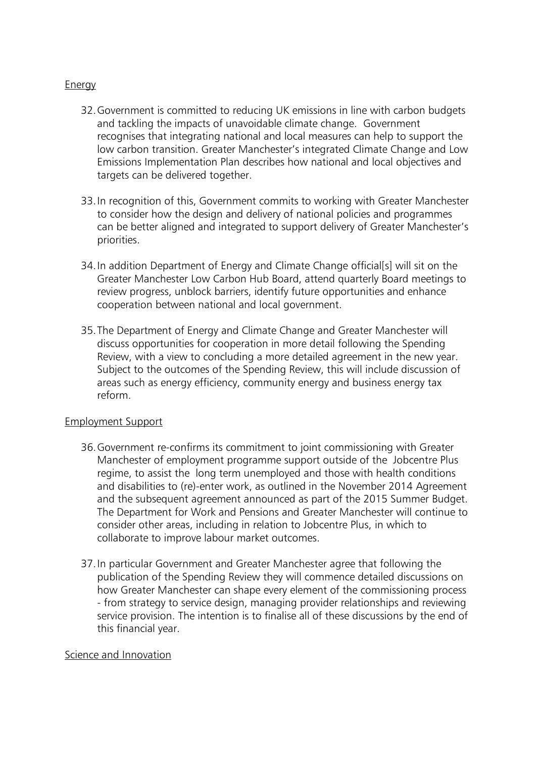<u>Energy</u>

32. Government is committed to reducing UK emissions in line with carbon budgets and tackling the impacts of unavoidable climate change. Government recognises that integrating national and local measures can help to support the low carbon transition. Greater Manchester's integrated Climate Change and Low Emissions Implementation Plan describes how national and local objectives and targets can be delivered together.

33. In recognition of this, Government commits to working with Greater Manchester to consider how the design and delivery of national policies and programmes can be better aligned and integrated to support delivery of Greater Manchester's priorities.

34. In addition Department of Energy and Climate Change official[s] will sit on the Greater Manchester Low Carbon Hub Board, attend quarterly Board meetings to review progress, unblock barriers, identify future opportunities and enhance cooperation between national and local government.

35. The Department of Energy and Climate Change and Greater Manchester will discuss opportunities for cooperation in more detail following the Spending Review, with a view to concluding a more detailed agreement in the new year. Subject to the outcomes of the Spending Review, this will include discussion of areas such as energy efficiency, community energy and business energy tax reform.

<u>Employment Support</u>

36. Government re-confirms its commitment to joint commissioning with Greater Manchester of employment programme support outside of the Jobcentre Plus regime, to assist the long term unemployed and those with health conditions and disabilities to (re)-enter work, as outlined in the November 2014 Agreement and the subsequent agreement announced as part of the 2015 Summer Budget. The Department for Work and Pensions and Greater Manchester will continue to consider other areas, including in relation to Jobcentre Plus, in which to collaborate to improve labour market outcomes.

37. In particular Government and Greater Manchester agree that following the publication of the Spending Review they will commence detailed discussions on how Greater Manchester can shape every element of the commissioning process - from strategy to service design, managing provider relationships and reviewing service provision. The intention is to finalise all of these discussions by the end of this financial year.

<u>Science and Innovation</u>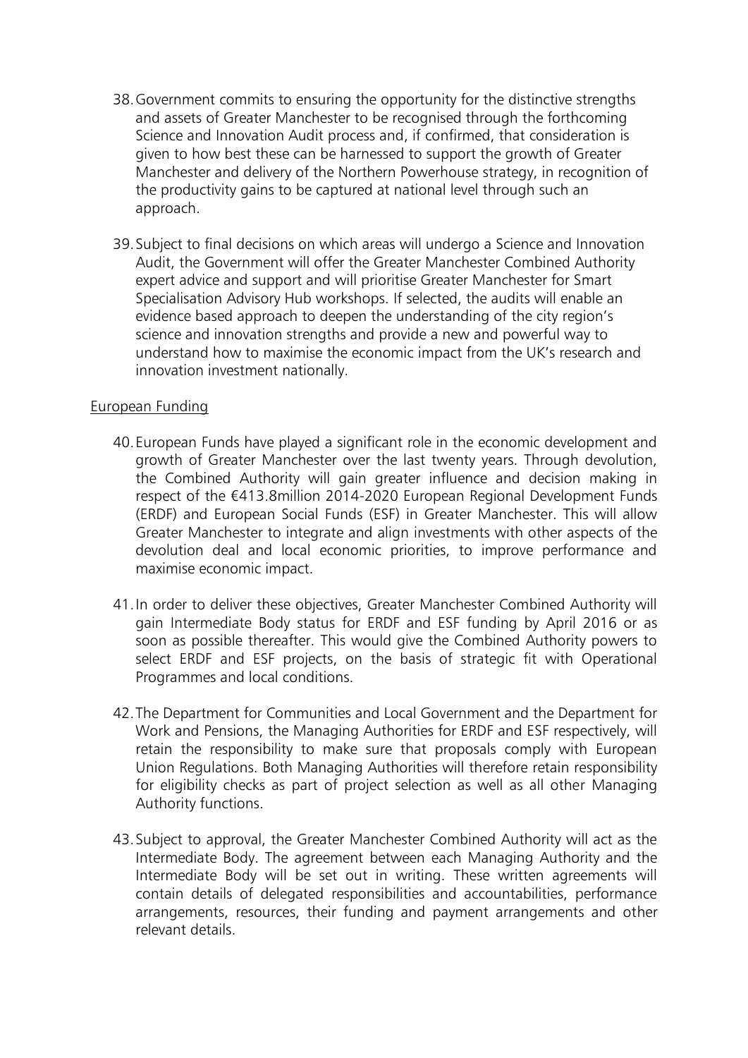38. Government commits to ensuring the opportunity for the distinctive strengths and assets of Greater Manchester to be recognised through the forthcoming Science and Innovation Audit process and, if confirmed, that consideration is given to how best these can be harnessed to support the growth of Greater Manchester and delivery of the Northern Powerhouse strategy, in recognition of the productivity gains to be captured at national level through such an approach.

39. Subject to final decisions on which areas will undergo a Science and Innovation Audit, the Government will offer the Greater Manchester Combined Authority expert advice and support and will prioritise Greater Manchester for Smart Specialisation Advisory Hub workshops. If selected, the audits will enable an evidence based approach to deepen the understanding of the city region's science and innovation strengths and provide a new and powerful way to understand how to maximise the economic impact from the UK's research and innovation investment nationally.

<u>European Funding</u>

40. European Funds have played a significant role in the economic development and growth of Greater Manchester over the last twenty years. Through devolution, the Combined Authority will gain greater influence and decision making in respect of the €413.8million 2014-2020 European Regional Development Funds (ERDF) and European Social Funds (ESF) in Greater Manchester. This will allow Greater Manchester to integrate and align investments with other aspects of the devolution deal and local economic priorities, to improve performance and maximise economic impact.

41. In order to deliver these objectives, Greater Manchester Combined Authority will gain Intermediate Body status for ERDF and ESF funding by April 2016 or as soon as possible thereafter. This would give the Combined Authority powers to select ERDF and ESF projects, on the basis of strategic fit with Operational Programmes and local conditions.

42. The Department for Communities and Local Government and the Department for Work and Pensions, the Managing Authorities for ERDF and ESF respectively, will retain the responsibility to make sure that proposals comply with European Union Regulations. Both Managing Authorities will therefore retain responsibility for eligibility checks as part of project selection as well as all other Managing Authority functions.

43. Subject to approval, the Greater Manchester Combined Authority will act as the Intermediate Body. The agreement between each Managing Authority and the Intermediate Body will be set out in writing. These written agreements will contain details of delegated responsibilities and accountabilities, performance arrangements, resources, their funding and payment arrangements and other relevant details.